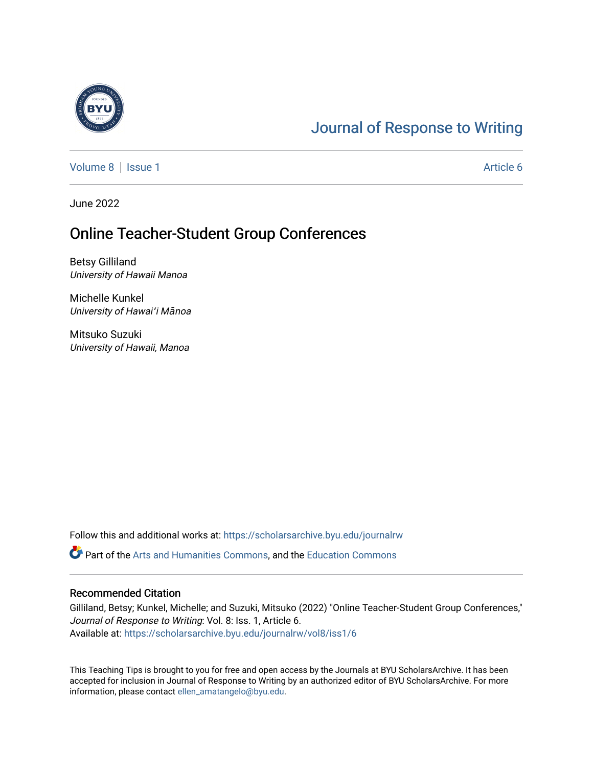# Journal of Response to Writing

Volume 8 | Issue 1 Article 6

June 2022

## Online Teacher-Student Group Conferences

Betsy Gilliland
*University of Hawaii Manoa*

Michelle Kunkel
*University of Hawaiʻi Mānoa*

Mitsuko Suzuki
*University of Hawaii, Manoa*

Follow this and additional works at: https://scholarsarchive.byu.edu/journalrw

Part of the Arts and Humanities Commons, and the Education Commons

### Recommended Citation

Gilliland, Betsy; Kunkel, Michelle; and Suzuki, Mitsuko (2022) "Online Teacher-Student Group Conferences," *Journal of Response to Writing*: Vol. 8: Iss. 1, Article 6.
Available at: https://scholarsarchive.byu.edu/journalrw/vol8/iss1/6

This Teaching Tips is brought to you for free and open access by the Journals at BYU ScholarsArchive. It has been accepted for inclusion in Journal of Response to Writing by an authorized editor of BYU ScholarsArchive. For more information, please contact ellen_amatangelo@byu.edu.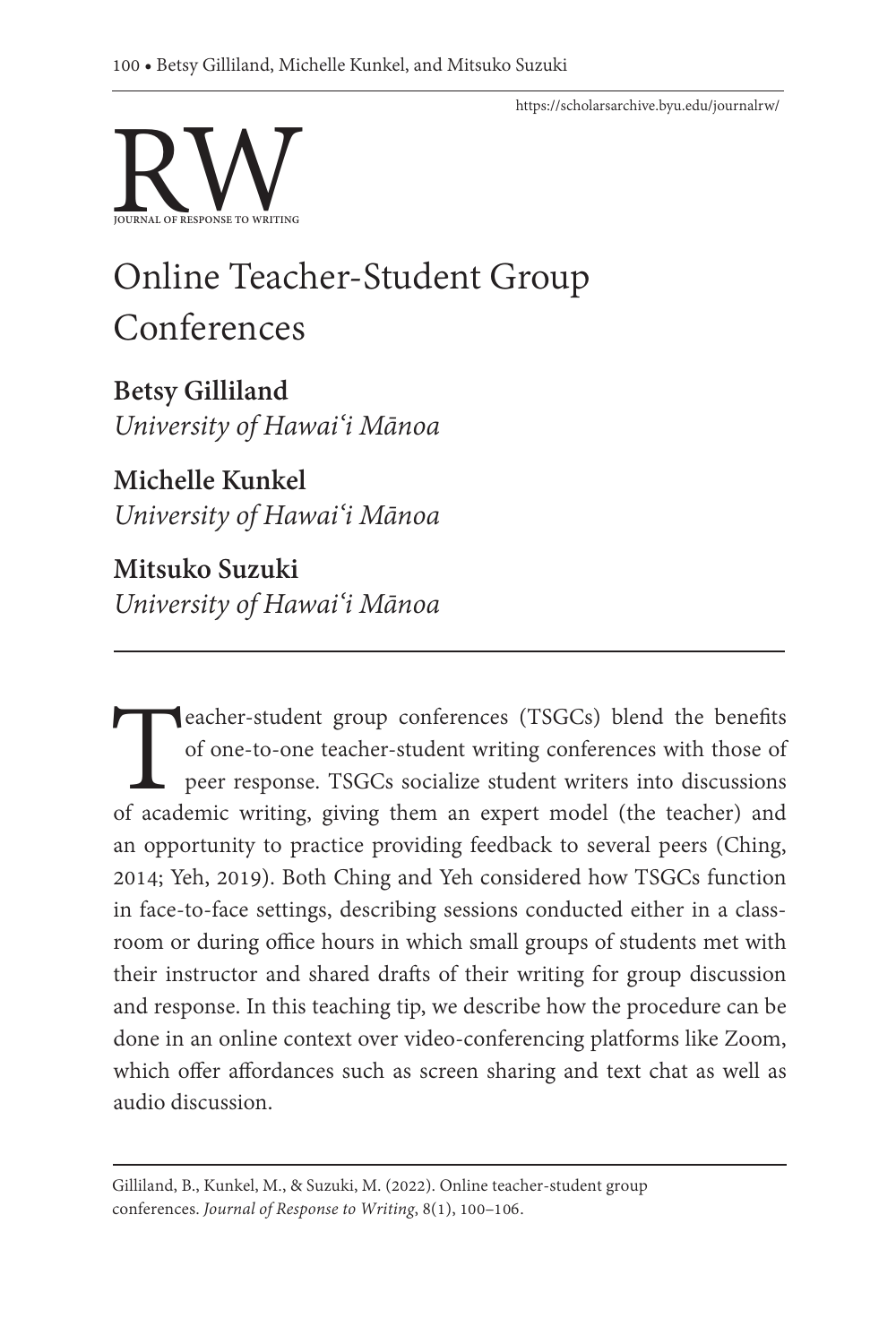# Online Teacher-Student Group Conferences

**Betsy Gilliland**
*University of Hawaiʻi Mānoa*

**Michelle Kunkel**
*University of Hawaiʻi Mānoa*

**Mitsuko Suzuki**
*University of Hawaiʻi Mānoa*

---

Teacher-student group conferences (TSGCs) blend the benefits of one-to-one teacher-student writing conferences with those of peer response. TSGCs socialize student writers into discussions of academic writing, giving them an expert model (the teacher) and an opportunity to practice providing feedback to several peers (Ching, 2014; Yeh, 2019). Both Ching and Yeh considered how TSGCs function in face-to-face settings, describing sessions conducted either in a classroom or during office hours in which small groups of students met with their instructor and shared drafts of their writing for group discussion and response. In this teaching tip, we describe how the procedure can be done in an online context over video-conferencing platforms like Zoom, which offer affordances such as screen sharing and text chat as well as audio discussion.

---

Gilliland, B., Kunkel, M., & Suzuki, M. (2022). Online teacher-student group conferences. *Journal of Response to Writing*, 8(1), 100–106.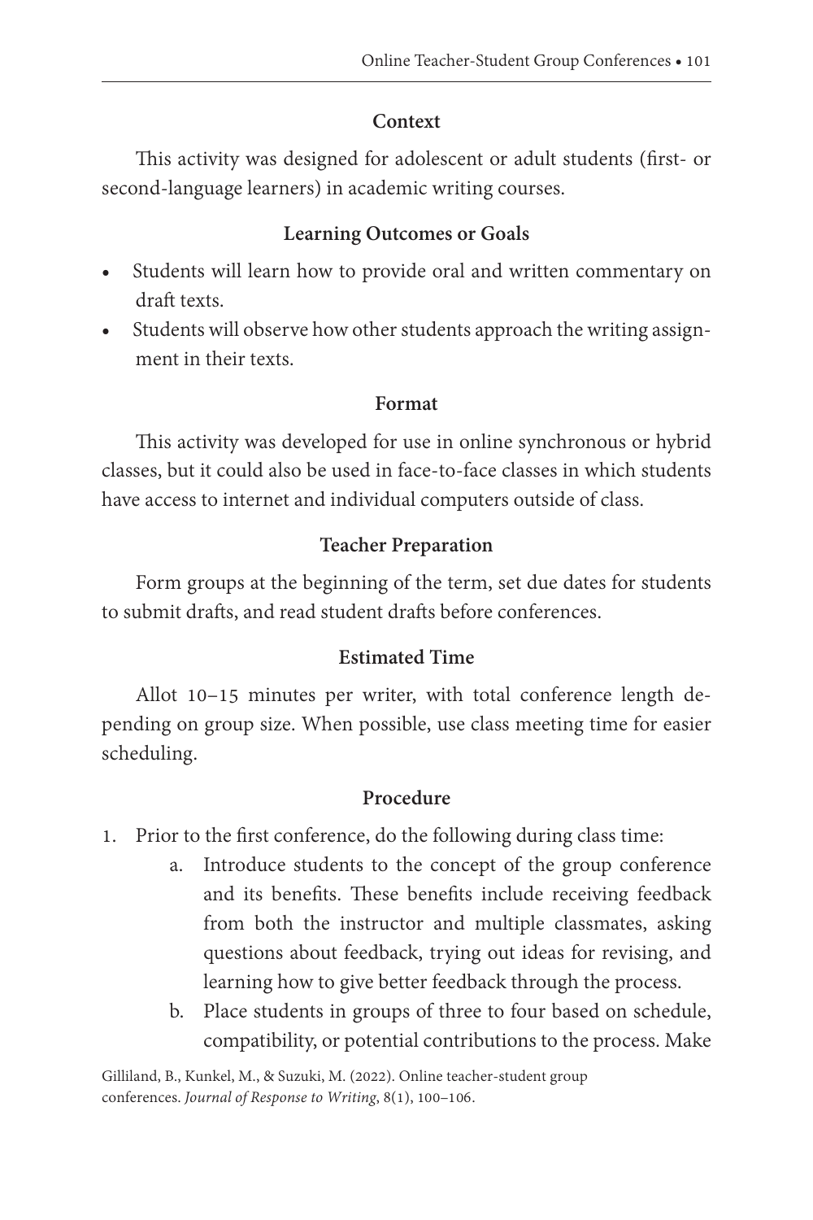## Context

This activity was designed for adolescent or adult students (first- or second-language learners) in academic writing courses.

## Learning Outcomes or Goals

- Students will learn how to provide oral and written commentary on draft texts.
- Students will observe how other students approach the writing assignment in their texts.

## Format

This activity was developed for use in online synchronous or hybrid classes, but it could also be used in face-to-face classes in which students have access to internet and individual computers outside of class.

## Teacher Preparation

Form groups at the beginning of the term, set due dates for students to submit drafts, and read student drafts before conferences.

## Estimated Time

Allot 10–15 minutes per writer, with total conference length depending on group size. When possible, use class meeting time for easier scheduling.

## Procedure

1. Prior to the first conference, do the following during class time:
    a. Introduce students to the concept of the group conference and its benefits. These benefits include receiving feedback from both the instructor and multiple classmates, asking questions about feedback, trying out ideas for revising, and learning how to give better feedback through the process.
    b. Place students in groups of three to four based on schedule, compatibility, or potential contributions to the process. Make

Gilliland, B., Kunkel, M., & Suzuki, M. (2022). Online teacher-student group conferences. *Journal of Response to Writing*, 8(1), 100–106.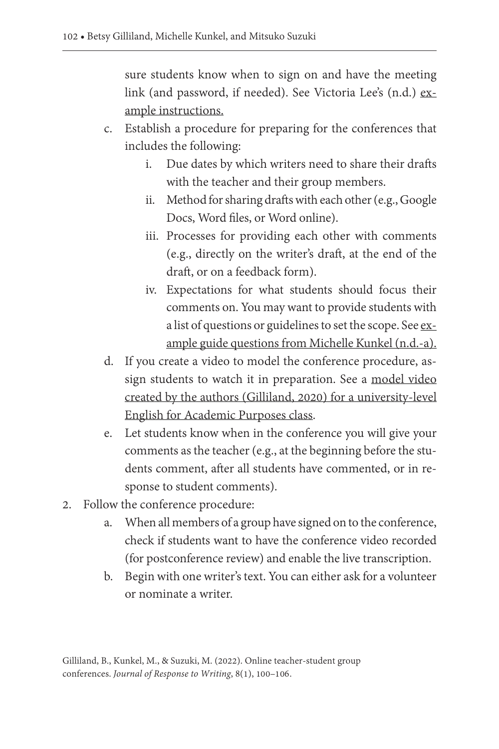sure students know when to sign on and have the meeting link (and password, if needed). See Victoria Lee's (n.d.) example instructions.

   c. Establish a procedure for preparing for the conferences that includes the following:
      i. Due dates by which writers need to share their drafts with the teacher and their group members.
      ii. Method for sharing drafts with each other (e.g., Google Docs, Word files, or Word online).
      iii. Processes for providing each other with comments (e.g., directly on the writer's draft, at the end of the draft, or on a feedback form).
      iv. Expectations for what students should focus their comments on. You may want to provide students with a list of questions or guidelines to set the scope. See example guide questions from Michelle Kunkel (n.d.-a).
   d. If you create a video to model the conference procedure, assign students to watch it in preparation. See a model video created by the authors (Gilliland, 2020) for a university-level English for Academic Purposes class.
   e. Let students know when in the conference you will give your comments as the teacher (e.g., at the beginning before the students comment, after all students have commented, or in response to student comments).

2. Follow the conference procedure:
   a. When all members of a group have signed on to the conference, check if students want to have the conference video recorded (for postconference review) and enable the live transcription.
   b. Begin with one writer's text. You can either ask for a volunteer or nominate a writer.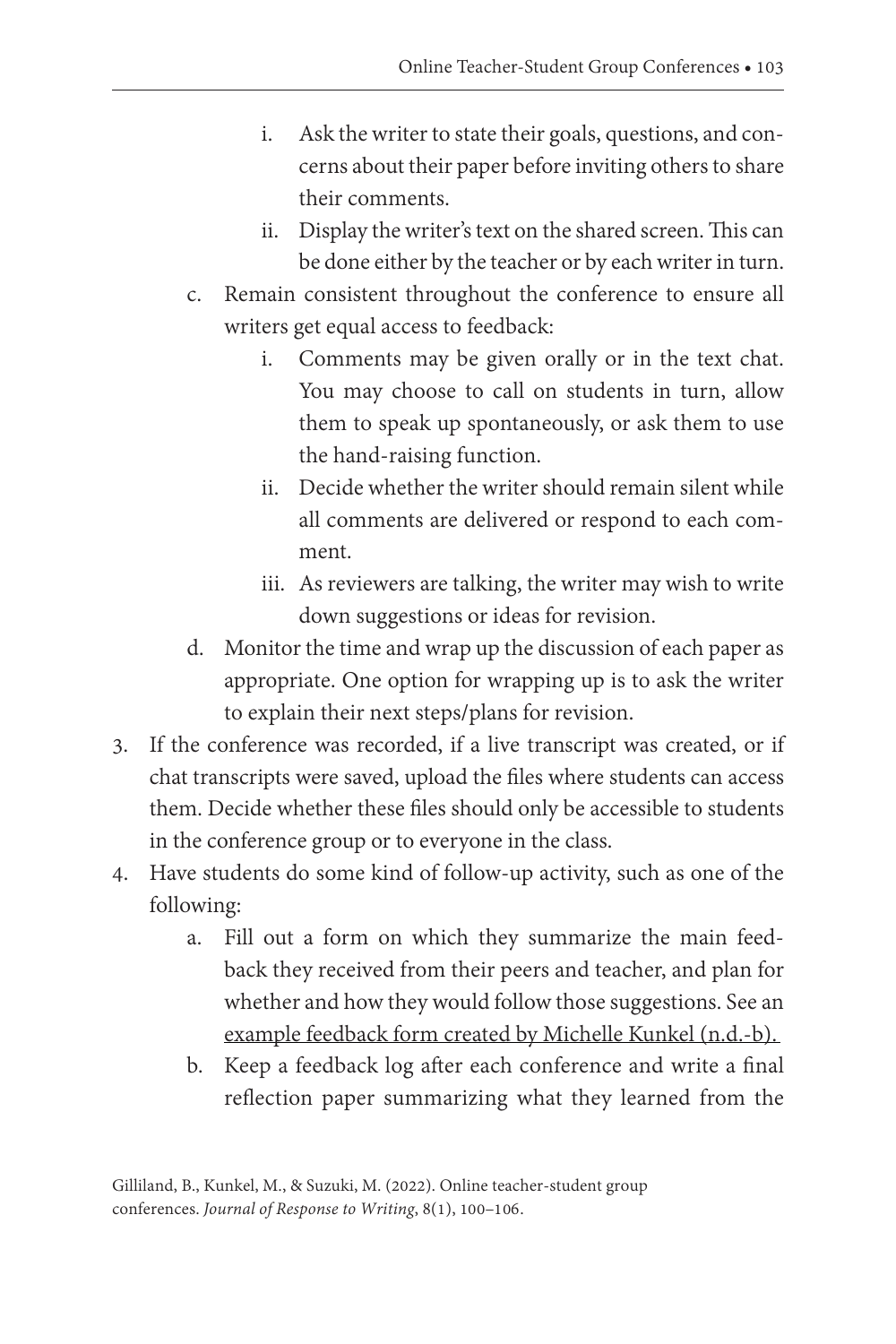i. Ask the writer to state their goals, questions, and concerns about their paper before inviting others to share their comments.
    ii. Display the writer's text on the shared screen. This can be done either by the teacher or by each writer in turn.
  c. Remain consistent throughout the conference to ensure all writers get equal access to feedback:
    i. Comments may be given orally or in the text chat. You may choose to call on students in turn, allow them to speak up spontaneously, or ask them to use the hand-raising function.
    ii. Decide whether the writer should remain silent while all comments are delivered or respond to each comment.
    iii. As reviewers are talking, the writer may wish to write down suggestions or ideas for revision.
  d. Monitor the time and wrap up the discussion of each paper as appropriate. One option for wrapping up is to ask the writer to explain their next steps/plans for revision.

3. If the conference was recorded, if a live transcript was created, or if chat transcripts were saved, upload the files where students can access them. Decide whether these files should only be accessible to students in the conference group or to everyone in the class.
4. Have students do some kind of follow-up activity, such as one of the following:
    a. Fill out a form on which they summarize the main feedback they received from their peers and teacher, and plan for whether and how they would follow those suggestions. See an example feedback form created by Michelle Kunkel (n.d.-b).
    b. Keep a feedback log after each conference and write a final reflection paper summarizing what they learned from the

Gilliland, B., Kunkel, M., & Suzuki, M. (2022). Online teacher-student group conferences. *Journal of Response to Writing*, 8(1), 100–106.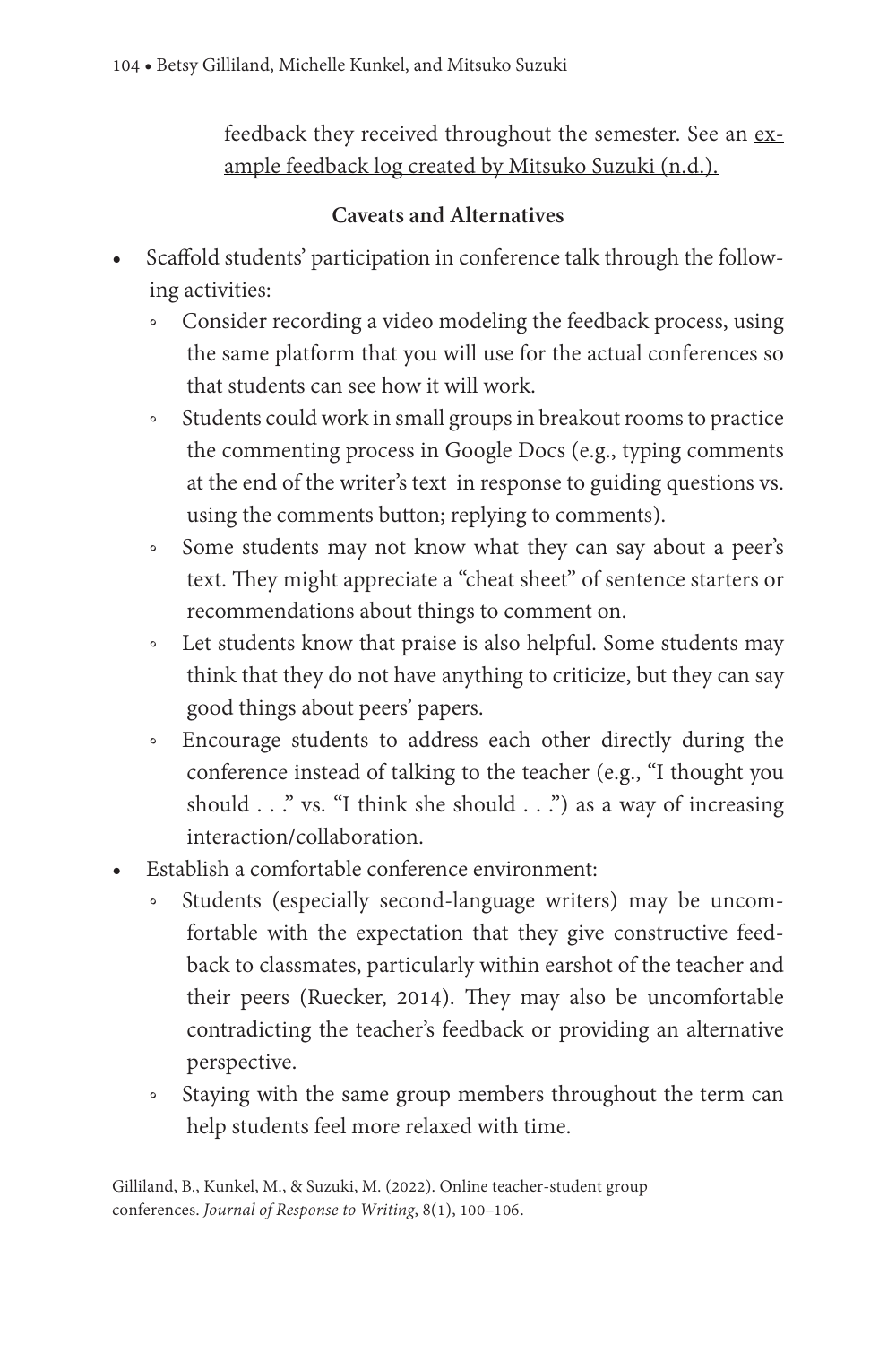feedback they received throughout the semester. See an example feedback log created by Mitsuko Suzuki (n.d.).

### Caveats and Alternatives

- Scaffold students' participation in conference talk through the following activities:
    - Consider recording a video modeling the feedback process, using the same platform that you will use for the actual conferences so that students can see how it will work.
    - Students could work in small groups in breakout rooms to practice the commenting process in Google Docs (e.g., typing comments at the end of the writer's text in response to guiding questions vs. using the comments button; replying to comments).
    - Some students may not know what they can say about a peer's text. They might appreciate a "cheat sheet" of sentence starters or recommendations about things to comment on.
    - Let students know that praise is also helpful. Some students may think that they do not have anything to criticize, but they can say good things about peers' papers.
    - Encourage students to address each other directly during the conference instead of talking to the teacher (e.g., "I thought you should . . ." vs. "I think she should . . .") as a way of increasing interaction/collaboration.
- Establish a comfortable conference environment:
    - Students (especially second-language writers) may be uncomfortable with the expectation that they give constructive feedback to classmates, particularly within earshot of the teacher and their peers (Ruecker, 2014). They may also be uncomfortable contradicting the teacher's feedback or providing an alternative perspective.
    - Staying with the same group members throughout the term can help students feel more relaxed with time.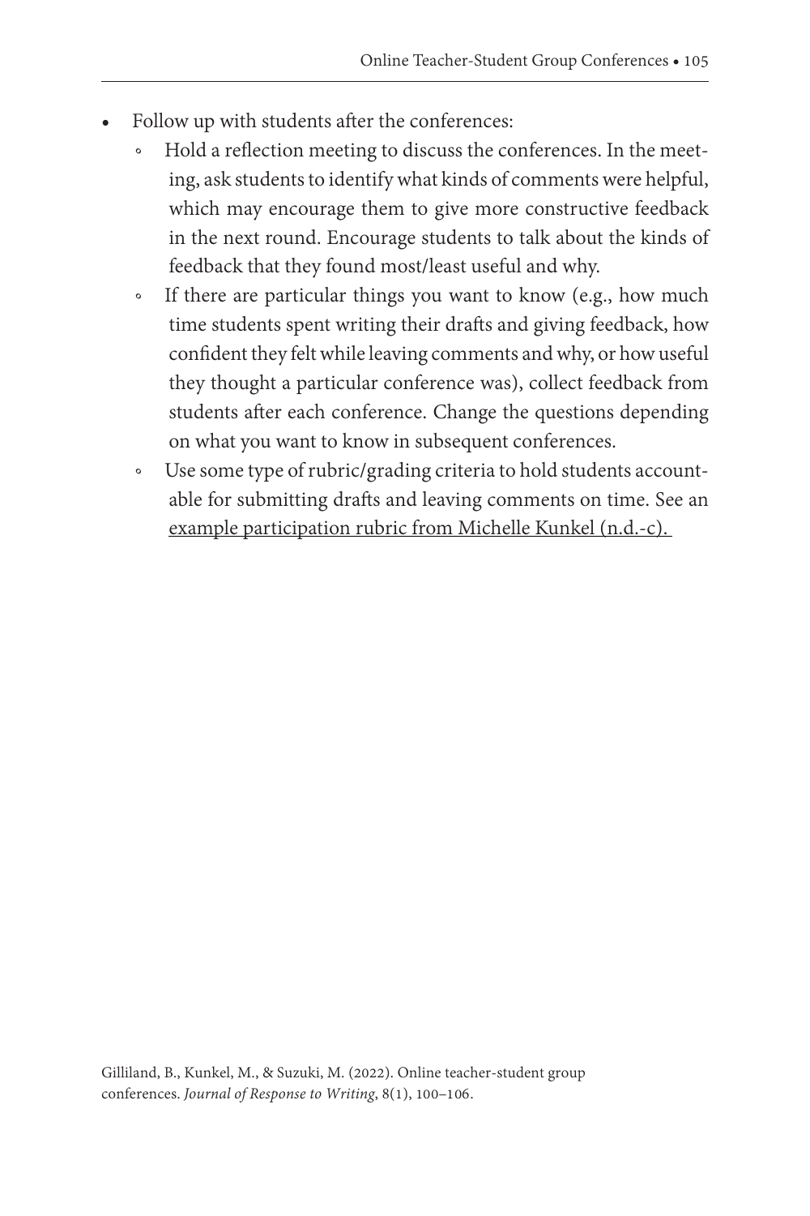- Follow up with students after the conferences:
    - Hold a reflection meeting to discuss the conferences. In the meeting, ask students to identify what kinds of comments were helpful, which may encourage them to give more constructive feedback in the next round. Encourage students to talk about the kinds of feedback that they found most/least useful and why.
    - If there are particular things you want to know (e.g., how much time students spent writing their drafts and giving feedback, how confident they felt while leaving comments and why, or how useful they thought a particular conference was), collect feedback from students after each conference. Change the questions depending on what you want to know in subsequent conferences.
    - Use some type of rubric/grading criteria to hold students accountable for submitting drafts and leaving comments on time. See an example participation rubric from Michelle Kunkel (n.d.-c).

Gilliland, B., Kunkel, M., & Suzuki, M. (2022). Online teacher-student group conferences. *Journal of Response to Writing*, 8(1), 100–106.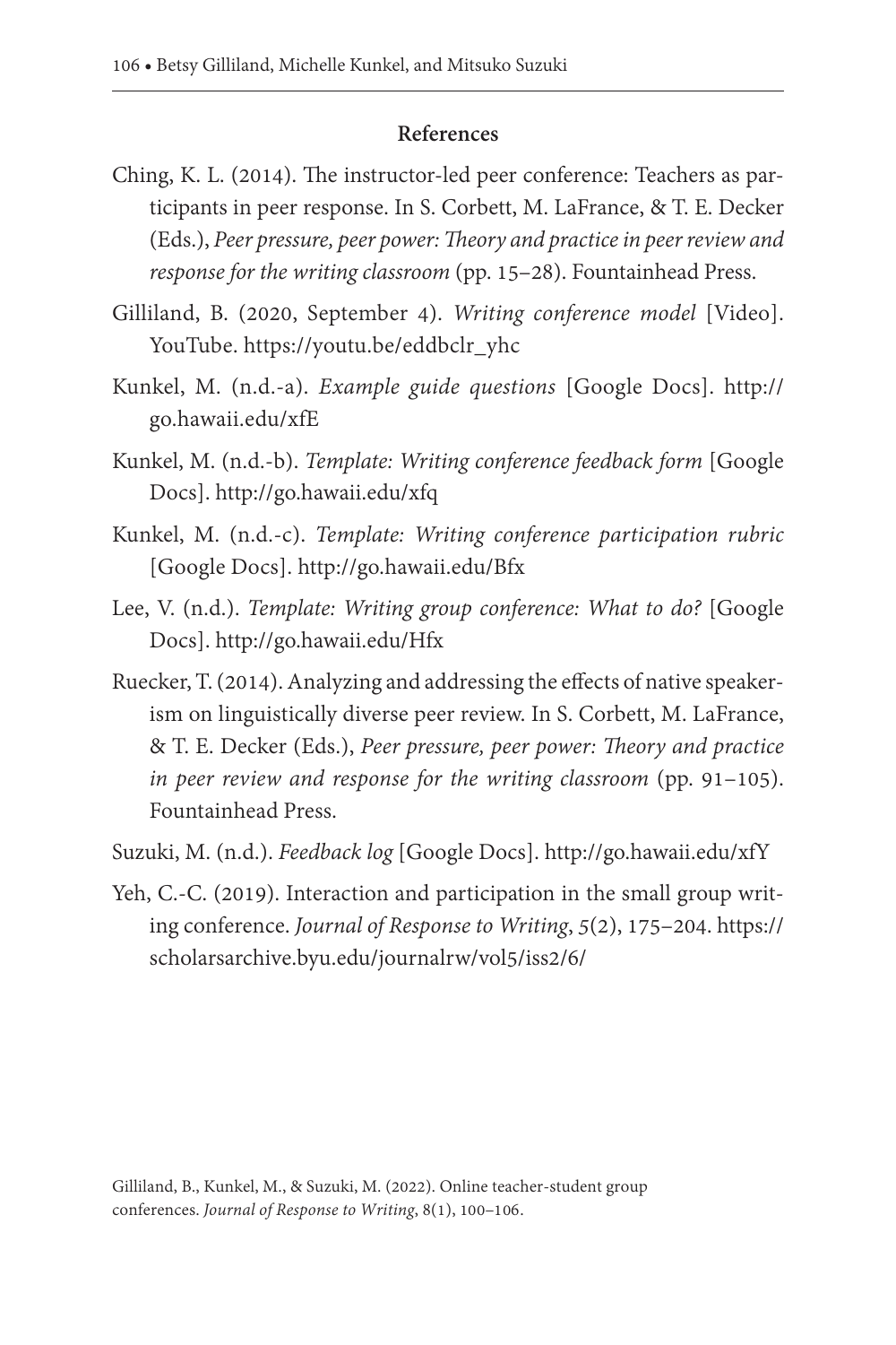## References

Ching, K. L. (2014). The instructor-led peer conference: Teachers as participants in peer response. In S. Corbett, M. LaFrance, & T. E. Decker (Eds.), *Peer pressure, peer power: Theory and practice in peer review and response for the writing classroom* (pp. 15–28). Fountainhead Press.

Gilliland, B. (2020, September 4). *Writing conference model* [Video]. YouTube. https://youtu.be/eddbclr_yhc

Kunkel, M. (n.d.-a). *Example guide questions* [Google Docs]. http://go.hawaii.edu/xfE

Kunkel, M. (n.d.-b). *Template: Writing conference feedback form* [Google Docs]. http://go.hawaii.edu/xfq

Kunkel, M. (n.d.-c). *Template: Writing conference participation rubric* [Google Docs]. http://go.hawaii.edu/Bfx

Lee, V. (n.d.). *Template: Writing group conference: What to do?* [Google Docs]. http://go.hawaii.edu/Hfx

Ruecker, T. (2014). Analyzing and addressing the effects of native speakerism on linguistically diverse peer review. In S. Corbett, M. LaFrance, & T. E. Decker (Eds.), *Peer pressure, peer power: Theory and practice in peer review and response for the writing classroom* (pp. 91–105). Fountainhead Press.

Suzuki, M. (n.d.). *Feedback log* [Google Docs]. http://go.hawaii.edu/xfY

Yeh, C.-C. (2019). Interaction and participation in the small group writing conference. *Journal of Response to Writing*, *5*(2), 175–204. https://scholarsarchive.byu.edu/journalrw/vol5/iss2/6/

Gilliland, B., Kunkel, M., & Suzuki, M. (2022). Online teacher-student group conferences. *Journal of Response to Writing*, 8(1), 100–106.